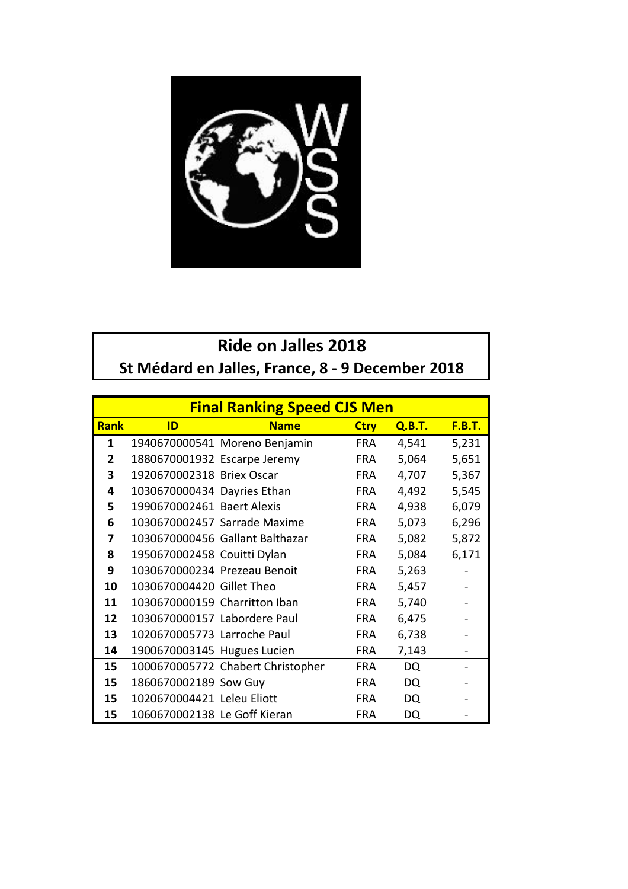# Ride on Jalles 2018

## St Médard en Jalles, France, 8 - 9 December 2018

| Final Ranking Speed CJS Men | | | | | |
|---|---|---|---|---|---|
| **Rank** | **ID** | **Name** | **Ctry** | **Q.B.T.** | **F.B.T.** |
| 1 | 1940670000541 | Moreno Benjamin | FRA | 4,541 | 5,231 |
| 2 | 1880670001932 | Escarpe Jeremy | FRA | 5,064 | 5,651 |
| 3 | 1920670002318 | Briex Oscar | FRA | 4,707 | 5,367 |
| 4 | 1030670000434 | Dayries Ethan | FRA | 4,492 | 5,545 |
| 5 | 1990670002461 | Baert Alexis | FRA | 4,938 | 6,079 |
| 6 | 1030670002457 | Sarrade Maxime | FRA | 5,073 | 6,296 |
| 7 | 1030670000456 | Gallant Balthazar | FRA | 5,082 | 5,872 |
| 8 | 1950670002458 | Couitti Dylan | FRA | 5,084 | 6,171 |
| 9 | 1030670000234 | Prezeau Benoit | FRA | 5,263 | - |
| 10 | 1030670004420 | Gillet Theo | FRA | 5,457 | - |
| 11 | 1030670000159 | Charritton Iban | FRA | 5,740 | - |
| 12 | 1030670000157 | Labordere Paul | FRA | 6,475 | - |
| 13 | 1020670005773 | Larroche Paul | FRA | 6,738 | - |
| 14 | 1900670003145 | Hugues Lucien | FRA | 7,143 | - |
| 15 | 1000670005772 | Chabert Christopher | FRA | DQ | - |
| 15 | 1860670002189 | Sow Guy | FRA | DQ | - |
| 15 | 1020670004421 | Leleu Eliott | FRA | DQ | - |
| 15 | 1060670002138 | Le Goff Kieran | FRA | DQ | - |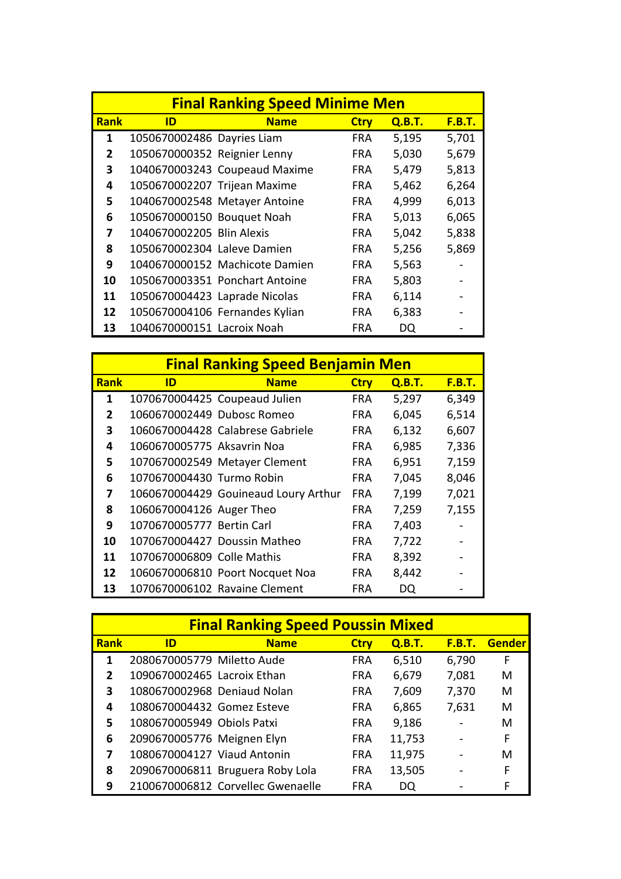| Final Ranking Speed Minime Men | | | | | |
|---|---|---|---|---|---|
| **Rank** | **ID** | **Name** | **Ctry** | **Q.B.T.** | **F.B.T.** |
| **1** | 1050670002486 | Dayries Liam | FRA | 5,195 | 5,701 |
| **2** | 1050670000352 | Reignier Lenny | FRA | 5,030 | 5,679 |
| **3** | 1040670003243 | Coupeaud Maxime | FRA | 5,479 | 5,813 |
| **4** | 1050670002207 | Trijean Maxime | FRA | 5,462 | 6,264 |
| **5** | 1040670002548 | Metayer Antoine | FRA | 4,999 | 6,013 |
| **6** | 1050670000150 | Bouquet Noah | FRA | 5,013 | 6,065 |
| **7** | 1040670002205 | Blin Alexis | FRA | 5,042 | 5,838 |
| **8** | 1050670002304 | Laleve Damien | FRA | 5,256 | 5,869 |
| **9** | 1040670000152 | Machicote Damien | FRA | 5,563 | - |
| **10** | 1050670003351 | Ponchart Antoine | FRA | 5,803 | - |
| **11** | 1050670004423 | Laprade Nicolas | FRA | 6,114 | - |
| **12** | 1050670004106 | Fernandes Kylian | FRA | 6,383 | - |
| **13** | 1040670000151 | Lacroix Noah | FRA | DQ | - |

| Final Ranking Speed Benjamin Men | | | | | |
|---|---|---|---|---|---|
| **Rank** | **ID** | **Name** | **Ctry** | **Q.B.T.** | **F.B.T.** |
| **1** | 1070670004425 | Coupeaud Julien | FRA | 5,297 | 6,349 |
| **2** | 1060670002449 | Dubosc Romeo | FRA | 6,045 | 6,514 |
| **3** | 1060670004428 | Calabrese Gabriele | FRA | 6,132 | 6,607 |
| **4** | 1060670005775 | Aksavrin Noa | FRA | 6,985 | 7,336 |
| **5** | 1070670002549 | Metayer Clement | FRA | 6,951 | 7,159 |
| **6** | 1070670004430 | Turmo Robin | FRA | 7,045 | 8,046 |
| **7** | 1060670004429 | Gouineaud Loury Arthur | FRA | 7,199 | 7,021 |
| **8** | 1060670004126 | Auger Theo | FRA | 7,259 | 7,155 |
| **9** | 1070670005777 | Bertin Carl | FRA | 7,403 | - |
| **10** | 1070670004427 | Doussin Matheo | FRA | 7,722 | - |
| **11** | 1070670006809 | Colle Mathis | FRA | 8,392 | - |
| **12** | 1060670006810 | Poort Nocquet Noa | FRA | 8,442 | - |
| **13** | 1070670006102 | Ravaine Clement | FRA | DQ | - |

| Final Ranking Speed Poussin Mixed | | | | | | |
|---|---|---|---|---|---|---|
| **Rank** | **ID** | **Name** | **Ctry** | **Q.B.T.** | **F.B.T.** | **Gender** |
| **1** | 2080670005779 | Miletto Aude | FRA | 6,510 | 6,790 | F |
| **2** | 1090670002465 | Lacroix Ethan | FRA | 6,679 | 7,081 | M |
| **3** | 1080670002968 | Deniaud Nolan | FRA | 7,609 | 7,370 | M |
| **4** | 1080670004432 | Gomez Esteve | FRA | 6,865 | 7,631 | M |
| **5** | 1080670005949 | Obiols Patxi | FRA | 9,186 | - | M |
| **6** | 2090670005776 | Meignen Elyn | FRA | 11,753 | - | F |
| **7** | 1080670004127 | Viaud Antonin | FRA | 11,975 | - | M |
| **8** | 2090670006811 | Bruguera Roby Lola | FRA | 13,505 | - | F |
| **9** | 2100670006812 | Corvellec Gwenaelle | FRA | DQ | - | F |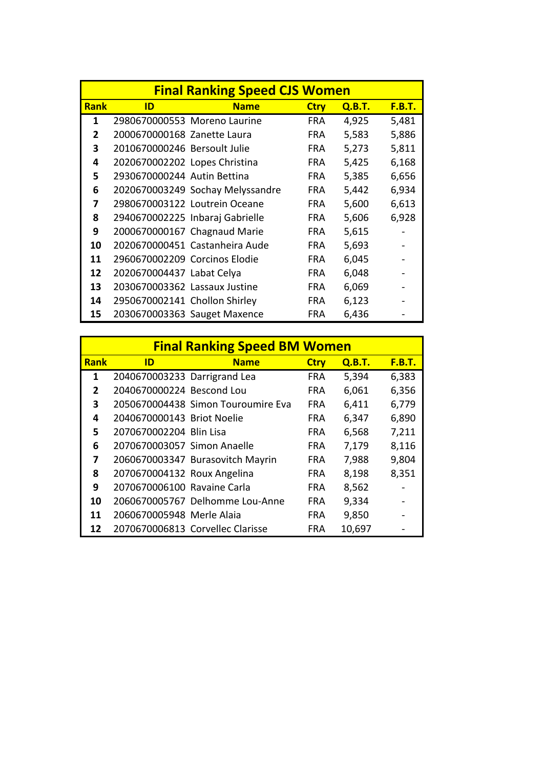## Final Ranking Speed CJS Women

| Rank | ID | Name | Ctry | Q.B.T. | F.B.T. |
|---|---|---|---|---|---|
| 1 | 2980670000553 | Moreno Laurine | FRA | 4,925 | 5,481 |
| 2 | 2000670000168 | Zanette Laura | FRA | 5,583 | 5,886 |
| 3 | 2010670000246 | Bersoult Julie | FRA | 5,273 | 5,811 |
| 4 | 2020670002202 | Lopes Christina | FRA | 5,425 | 6,168 |
| 5 | 2930670000244 | Autin Bettina | FRA | 5,385 | 6,656 |
| 6 | 2020670003249 | Sochay Melyssandre | FRA | 5,442 | 6,934 |
| 7 | 2980670003122 | Loutrein Oceane | FRA | 5,600 | 6,613 |
| 8 | 2940670002225 | Inbaraj Gabrielle | FRA | 5,606 | 6,928 |
| 9 | 2000670000167 | Chagnaud Marie | FRA | 5,615 | - |
| 10 | 2020670000451 | Castanheira Aude | FRA | 5,693 | - |
| 11 | 2960670002209 | Corcinos Elodie | FRA | 6,045 | - |
| 12 | 2020670004437 | Labat Celya | FRA | 6,048 | - |
| 13 | 2030670003362 | Lassaux Justine | FRA | 6,069 | - |
| 14 | 2950670002141 | Chollon Shirley | FRA | 6,123 | - |
| 15 | 2030670003363 | Sauget Maxence | FRA | 6,436 | - |

## Final Ranking Speed BM Women

| Rank | ID | Name | Ctry | Q.B.T. | F.B.T. |
|---|---|---|---|---|---|
| 1 | 2040670003233 | Darrigrand Lea | FRA | 5,394 | 6,383 |
| 2 | 2040670000224 | Bescond Lou | FRA | 6,061 | 6,356 |
| 3 | 2050670004438 | Simon Touroumire Eva | FRA | 6,411 | 6,779 |
| 4 | 2040670000143 | Briot Noelie | FRA | 6,347 | 6,890 |
| 5 | 2070670002204 | Blin Lisa | FRA | 6,568 | 7,211 |
| 6 | 2070670003057 | Simon Anaelle | FRA | 7,179 | 8,116 |
| 7 | 2060670003347 | Burasovitch Mayrin | FRA | 7,988 | 9,804 |
| 8 | 2070670004132 | Roux Angelina | FRA | 8,198 | 8,351 |
| 9 | 2070670006100 | Ravaine Carla | FRA | 8,562 | - |
| 10 | 2060670005767 | Delhomme Lou-Anne | FRA | 9,334 | - |
| 11 | 2060670005948 | Merle Alaia | FRA | 9,850 | - |
| 12 | 2070670006813 | Corvellec Clarisse | FRA | 10,697 | - |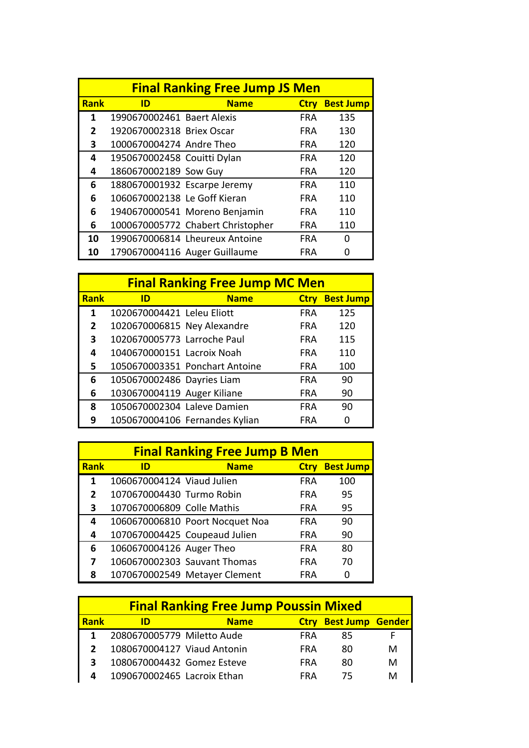| Final Ranking Free Jump JS Men | | | | |
|---|---|---|---|---|
| **Rank** | **ID** | **Name** | **Ctry** | **Best Jump** |
| **1** | 1990670002461 | Baert Alexis | FRA | 135 |
| **2** | 1920670002318 | Briex Oscar | FRA | 130 |
| **3** | 1000670004274 | Andre Theo | FRA | 120 |
| **4** | 1950670002458 | Couitti Dylan | FRA | 120 |
| **4** | 1860670002189 | Sow Guy | FRA | 120 |
| **6** | 1880670001932 | Escarpe Jeremy | FRA | 110 |
| **6** | 1060670002138 | Le Goff Kieran | FRA | 110 |
| **6** | 1940670000541 | Moreno Benjamin | FRA | 110 |
| **6** | 1000670005772 | Chabert Christopher | FRA | 110 |
| **10** | 1990670006814 | Lheureux Antoine | FRA | 0 |
| **10** | 1790670004116 | Auger Guillaume | FRA | 0 |

| Final Ranking Free Jump MC Men | | | | |
|---|---|---|---|---|
| **Rank** | **ID** | **Name** | **Ctry** | **Best Jump** |
| **1** | 1020670004421 | Leleu Eliott | FRA | 125 |
| **2** | 1020670006815 | Ney Alexandre | FRA | 120 |
| **3** | 1020670005773 | Larroche Paul | FRA | 115 |
| **4** | 1040670000151 | Lacroix Noah | FRA | 110 |
| **5** | 1050670003351 | Ponchart Antoine | FRA | 100 |
| **6** | 1050670002486 | Dayries Liam | FRA | 90 |
| **6** | 1030670004119 | Auger Kiliane | FRA | 90 |
| **8** | 1050670002304 | Laleve Damien | FRA | 90 |
| **9** | 1050670004106 | Fernandes Kylian | FRA | 0 |

| Final Ranking Free Jump B Men | | | | |
|---|---|---|---|---|
| **Rank** | **ID** | **Name** | **Ctry** | **Best Jump** |
| **1** | 1060670004124 | Viaud Julien | FRA | 100 |
| **2** | 1070670004430 | Turmo Robin | FRA | 95 |
| **3** | 1070670006809 | Colle Mathis | FRA | 95 |
| **4** | 1060670006810 | Poort Nocquet Noa | FRA | 90 |
| **4** | 1070670004425 | Coupeaud Julien | FRA | 90 |
| **6** | 1060670004126 | Auger Theo | FRA | 80 |
| **7** | 1060670002303 | Sauvant Thomas | FRA | 70 |
| **8** | 1070670002549 | Metayer Clement | FRA | 0 |

| Final Ranking Free Jump Poussin Mixed | | | | | |
|---|---|---|---|---|---|
| **Rank** | **ID** | **Name** | **Ctry** | **Best Jump** | **Gender** |
| **1** | 2080670005779 | Miletto Aude | FRA | 85 | F |
| **2** | 1080670004127 | Viaud Antonin | FRA | 80 | M |
| **3** | 1080670004432 | Gomez Esteve | FRA | 80 | M |
| **4** | 1090670002465 | Lacroix Ethan | FRA | 75 | M |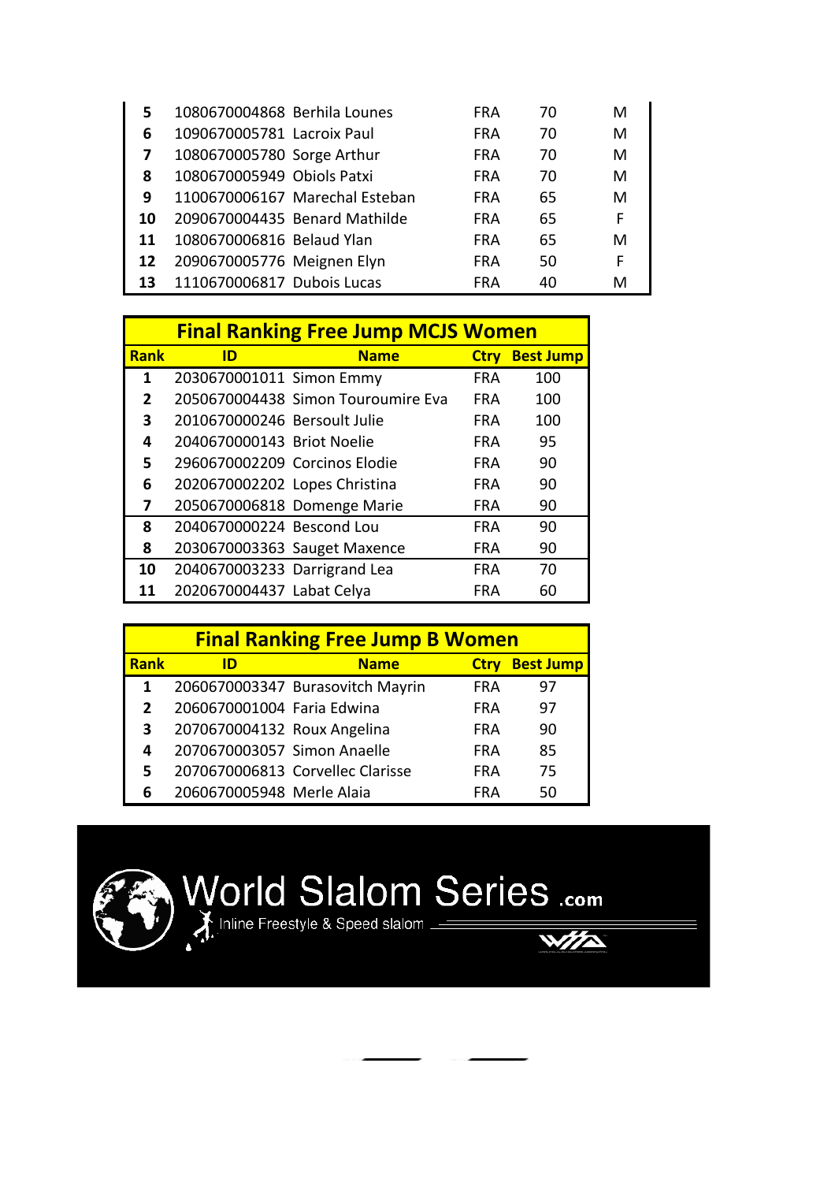| | | | | | |
|---|---|---|---|---|---|
| 5 | 1080670004868 | Berhila Lounes | FRA | 70 | M |
| 6 | 1090670005781 | Lacroix Paul | FRA | 70 | M |
| 7 | 1080670005780 | Sorge Arthur | FRA | 70 | M |
| 8 | 1080670005949 | Obiols Patxi | FRA | 70 | M |
| 9 | 1100670006167 | Marechal Esteban | FRA | 65 | M |
| 10 | 2090670004435 | Benard Mathilde | FRA | 65 | F |
| 11 | 1080670006816 | Belaud Ylan | FRA | 65 | M |
| 12 | 2090670005776 | Meignen Elyn | FRA | 50 | F |
| 13 | 1110670006817 | Dubois Lucas | FRA | 40 | M |

## Final Ranking Free Jump MCJS Women

| Rank | ID | Name | Ctry | Best Jump |
|---|---|---|---|---|
| 1 | 2030670001011 | Simon Emmy | FRA | 100 |
| 2 | 2050670004438 | Simon Touroumire Eva | FRA | 100 |
| 3 | 2010670000246 | Bersoult Julie | FRA | 100 |
| 4 | 2040670000143 | Briot Noelie | FRA | 95 |
| 5 | 2960670002209 | Corcinos Elodie | FRA | 90 |
| 6 | 2020670002202 | Lopes Christina | FRA | 90 |
| 7 | 2050670006818 | Domenge Marie | FRA | 90 |
| 8 | 2040670000224 | Bescond Lou | FRA | 90 |
| 8 | 2030670003363 | Sauget Maxence | FRA | 90 |
| 10 | 2040670003233 | Darrigrand Lea | FRA | 70 |
| 11 | 2020670004437 | Labat Celya | FRA | 60 |

## Final Ranking Free Jump B Women

| Rank | ID | Name | Ctry | Best Jump |
|---|---|---|---|---|
| 1 | 2060670003347 | Burasovitch Mayrin | FRA | 97 |
| 2 | 2060670001004 | Faria Edwina | FRA | 97 |
| 3 | 2070670004132 | Roux Angelina | FRA | 90 |
| 4 | 2070670003057 | Simon Anaelle | FRA | 85 |
| 5 | 2070670006813 | Corvellec Clarisse | FRA | 75 |
| 6 | 2060670005948 | Merle Alaia | FRA | 50 |

World Slalom Series .com

Inline Freestyle & Speed slalom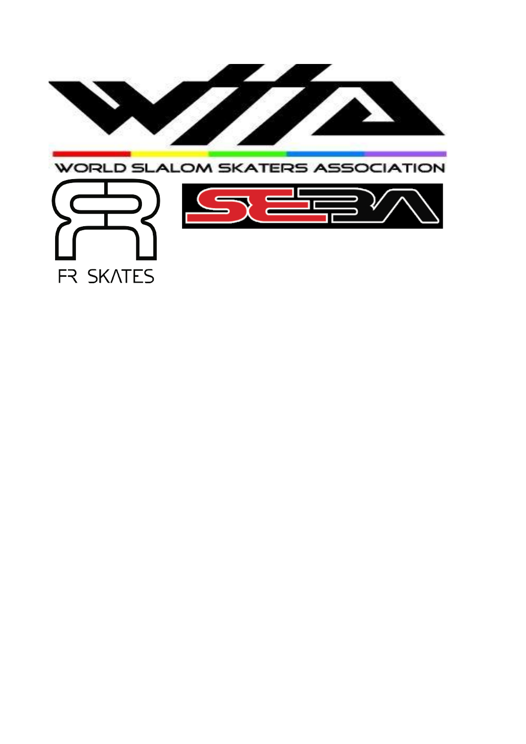WORLD SLALOM SKATERS ASSOCIATION

FR SKATES

SEBA